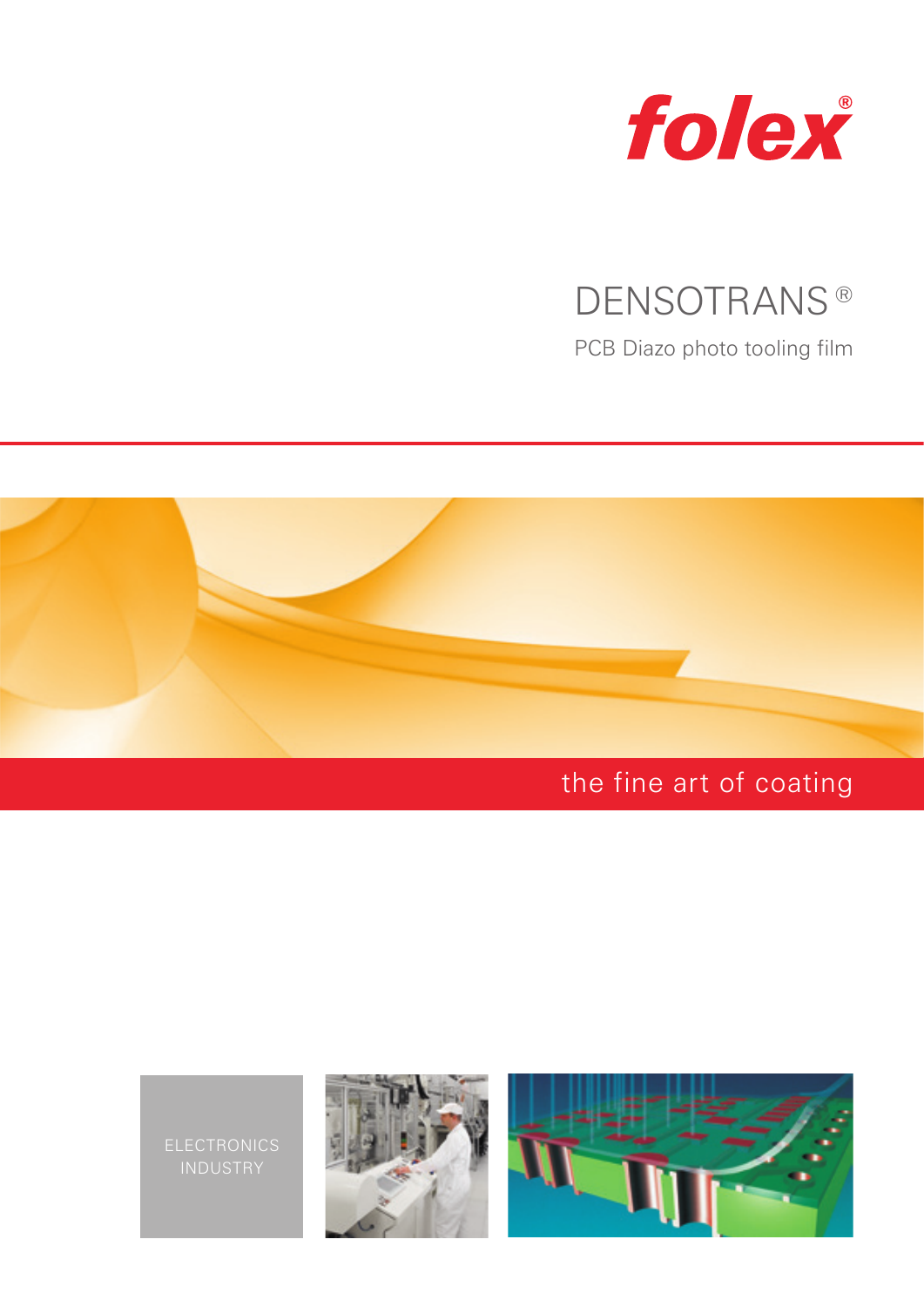folex®

# DENSOTRANS®

PCB Diazo photo tooling film

the fine art of coating

ELECTRONICS INDUSTRY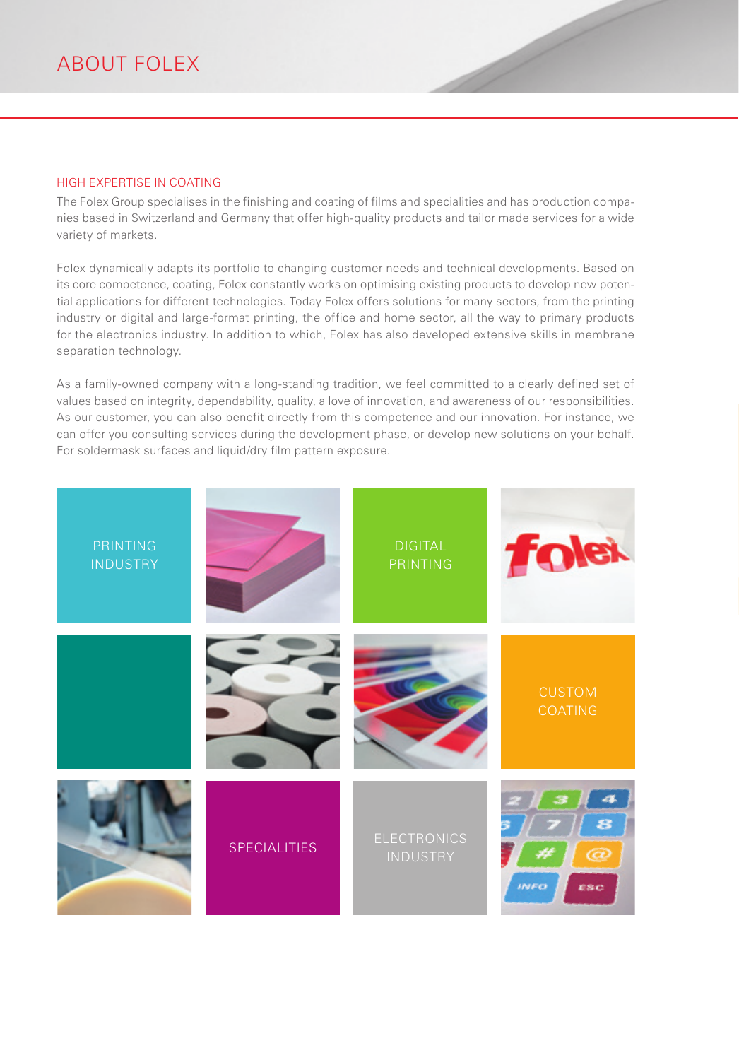# ABOUT FOLEX

## HIGH EXPERTISE IN COATING

The Folex Group specialises in the finishing and coating of films and specialities and has production companies based in Switzerland and Germany that offer high-quality products and tailor made services for a wide variety of markets.

Folex dynamically adapts its portfolio to changing customer needs and technical developments. Based on its core competence, coating, Folex constantly works on optimising existing products to develop new potential applications for different technologies. Today Folex offers solutions for many sectors, from the printing industry or digital and large-format printing, the office and home sector, all the way to primary products for the electronics industry. In addition to which, Folex has also developed extensive skills in membrane separation technology.

As a family-owned company with a long-standing tradition, we feel committed to a clearly defined set of values based on integrity, dependability, quality, a love of innovation, and awareness of our responsibilities. As our customer, you can also benefit directly from this competence and our innovation. For instance, we can offer you consulting services during the development phase, or develop new solutions on your behalf. For soldermask surfaces and liquid/dry film pattern exposure.

PRINTING INDUSTRY

DIGITAL PRINTING

CUSTOM COATING

SPECIALITIES

ELECTRONICS INDUSTRY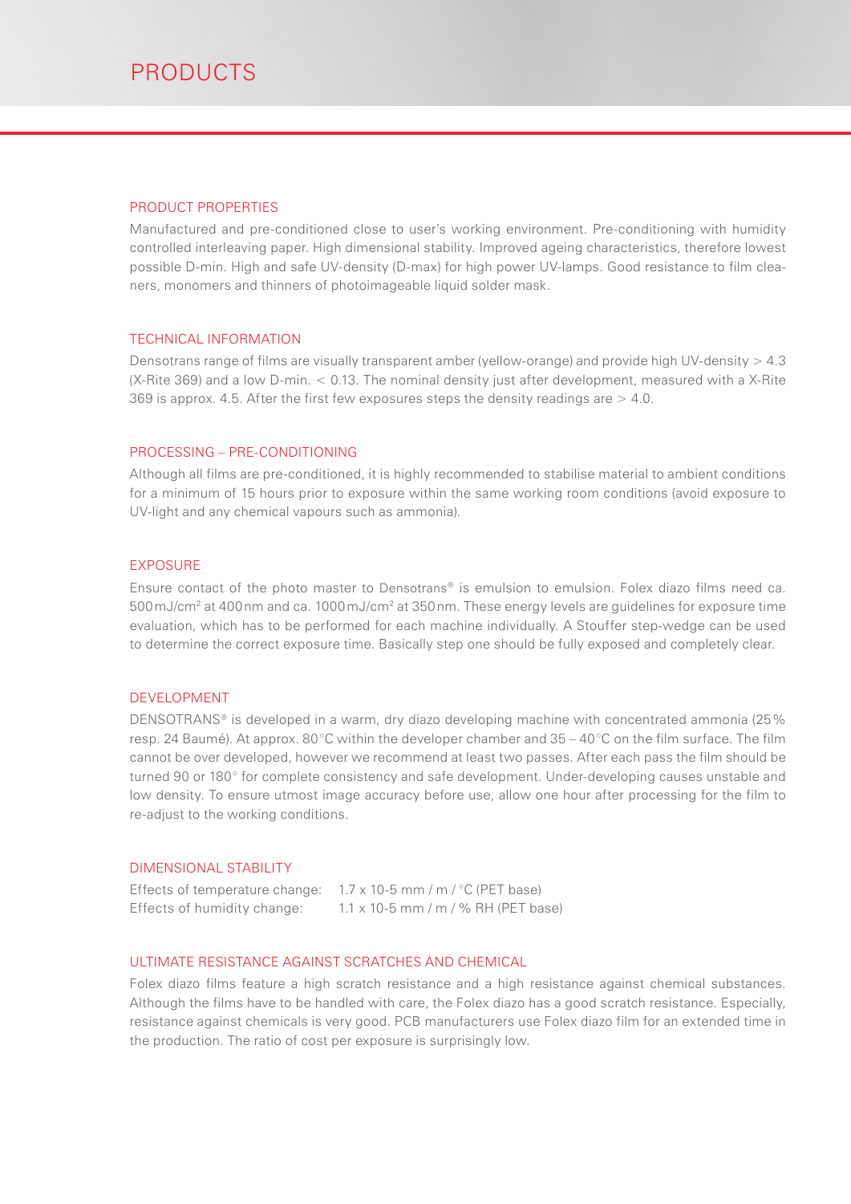# PRODUCTS

## PRODUCT PROPERTIES

Manufactured and pre-conditioned close to user's working environment. Pre-conditioning with humidity controlled interleaving paper. High dimensional stability. Improved ageing characteristics, therefore lowest possible D-min. High and safe UV-density (D-max) for high power UV-lamps. Good resistance to film cleaners, monomers and thinners of photoimageable liquid solder mask.

## TECHNICAL INFORMATION

Densotrans range of films are visually transparent amber (yellow-orange) and provide high UV-density > 4.3 (X-Rite 369) and a low D-min. < 0.13. The nominal density just after development, measured with a X-Rite 369 is approx. 4.5. After the first few exposures steps the density readings are > 4.0.

## PROCESSING – PRE-CONDITIONING

Although all films are pre-conditioned, it is highly recommended to stabilise material to ambient conditions for a minimum of 15 hours prior to exposure within the same working room conditions (avoid exposure to UV-light and any chemical vapours such as ammonia).

## EXPOSURE

Ensure contact of the photo master to Densotrans® is emulsion to emulsion. Folex diazo films need ca. 500 mJ/cm² at 400 nm and ca. 1000 mJ/cm² at 350 nm. These energy levels are guidelines for exposure time evaluation, which has to be performed for each machine individually. A Stouffer step-wedge can be used to determine the correct exposure time. Basically step one should be fully exposed and completely clear.

## DEVELOPMENT

DENSOTRANS® is developed in a warm, dry diazo developing machine with concentrated ammonia (25 % resp. 24 Baumé). At approx. 80 °C within the developer chamber and 35 – 40 °C on the film surface. The film cannot be over developed, however we recommend at least two passes. After each pass the film should be turned 90 or 180° for complete consistency and safe development. Under-developing causes unstable and low density. To ensure utmost image accuracy before use, allow one hour after processing for the film to re-adjust to the working conditions.

## DIMENSIONAL STABILITY

| | |
|---|---|
| Effects of temperature change: | 1.7 x 10-5 mm / m / °C (PET base) |
| Effects of humidity change: | 1.1 x 10-5 mm / m / % RH (PET base) |

## ULTIMATE RESISTANCE AGAINST SCRATCHES AND CHEMICAL

Folex diazo films feature a high scratch resistance and a high resistance against chemical substances. Although the films have to be handled with care, the Folex diazo has a good scratch resistance. Especially, resistance against chemicals is very good. PCB manufacturers use Folex diazo film for an extended time in the production. The ratio of cost per exposure is surprisingly low.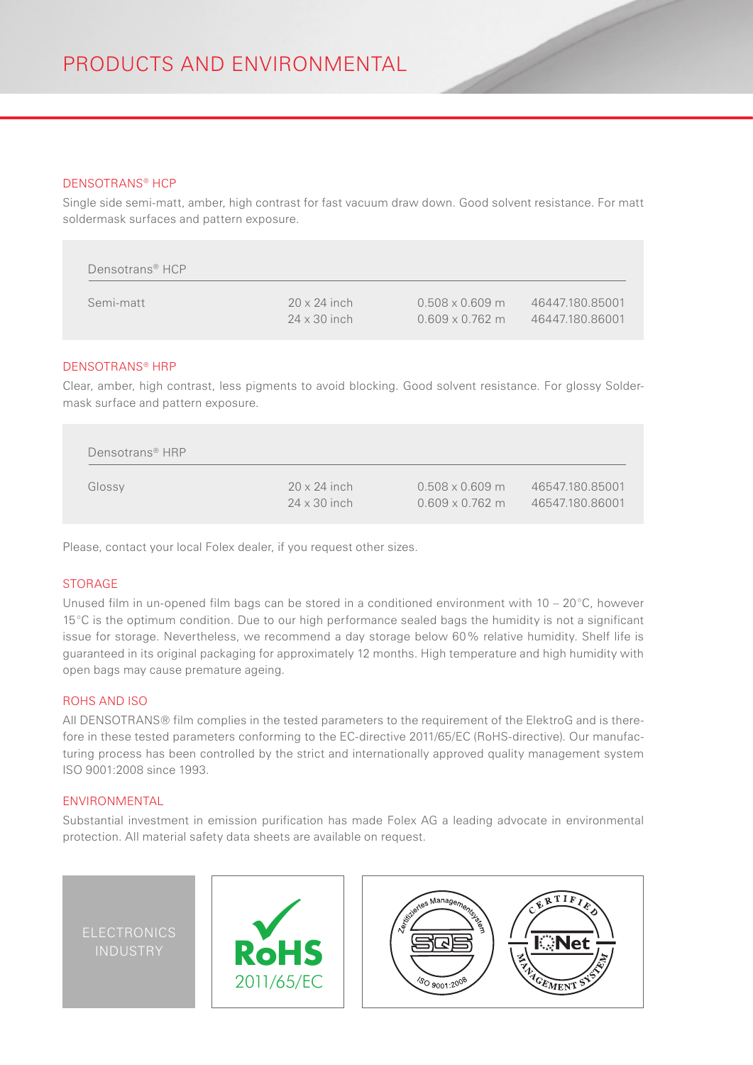# PRODUCTS AND ENVIRONMENTAL

### DENSOTRANS® HCP

Single side semi-matt, amber, high contrast for fast vacuum draw down. Good solvent resistance. For matt soldermask surfaces and pattern exposure.

| Densotrans® HCP | | | |
|---|---|---|---|
| Semi-matt | 20 x 24 inch | 0.508 x 0.609 m | 46447.180.85001 |
| | 24 x 30 inch | 0.609 x 0.762 m | 46447.180.86001 |

### DENSOTRANS® HRP

Clear, amber, high contrast, less pigments to avoid blocking. Good solvent resistance. For glossy Soldermask surface and pattern exposure.

| Densotrans® HRP | | | |
|---|---|---|---|
| Glossy | 20 x 24 inch | 0.508 x 0.609 m | 46547.180.85001 |
| | 24 x 30 inch | 0.609 x 0.762 m | 46547.180.86001 |

Please, contact your local Folex dealer, if you request other sizes.

### STORAGE

Unused film in un-opened film bags can be stored in a conditioned environment with 10 – 20°C, however 15°C is the optimum condition. Due to our high performance sealed bags the humidity is not a significant issue for storage. Nevertheless, we recommend a day storage below 60% relative humidity. Shelf life is guaranteed in its original packaging for approximately 12 months. High temperature and high humidity with open bags may cause premature ageing.

### ROHS AND ISO

All DENSOTRANS® film complies in the tested parameters to the requirement of the ElektroG and is therefore in these tested parameters conforming to the EC-directive 2011/65/EC (RoHS-directive). Our manufacturing process has been controlled by the strict and internationally approved quality management system ISO 9001:2008 since 1993.

### ENVIRONMENTAL

Substantial investment in emission purification has made Folex AG a leading advocate in environmental protection. All material safety data sheets are available on request.

ELECTRONICS INDUSTRY

RoHS 2011/65/EC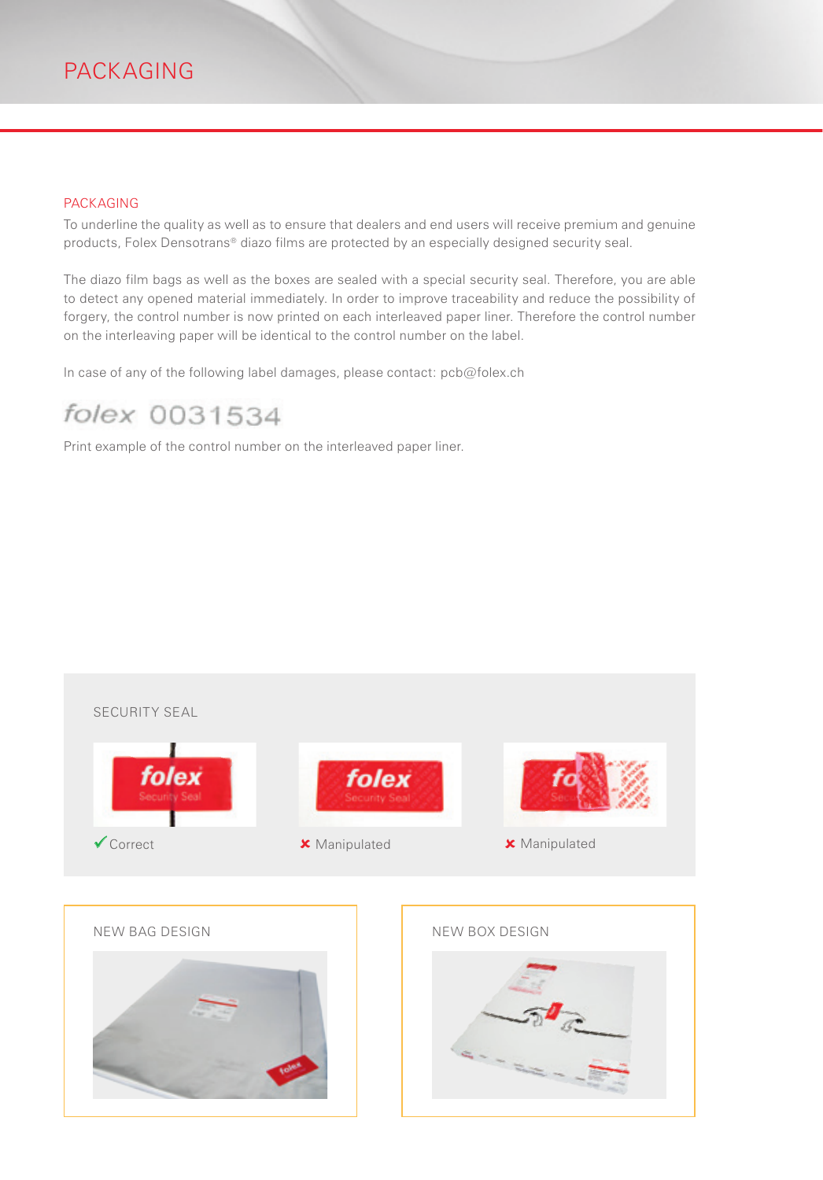# PACKAGING

## PACKAGING

To underline the quality as well as to ensure that dealers and end users will receive premium and genuine products, Folex Densotrans® diazo films are protected by an especially designed security seal.

The diazo film bags as well as the boxes are sealed with a special security seal. Therefore, you are able to detect any opened material immediately. In order to improve traceability and reduce the possibility of forgery, the control number is now printed on each interleaved paper liner. Therefore the control number on the interleaving paper will be identical to the control number on the label.

In case of any of the following label damages, please contact: pcb@folex.ch

folex 0031534

Print example of the control number on the interleaved paper liner.

### SECURITY SEAL

✔ Correct

✘ Manipulated

✘ Manipulated

### NEW BAG DESIGN

### NEW BOX DESIGN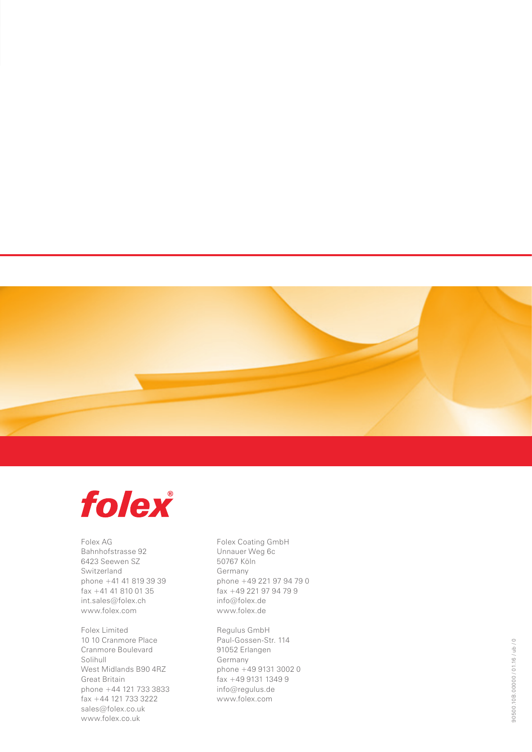folex®

Folex AG
Bahnhofstrasse 92
6423 Seewen SZ
Switzerland
phone +41 41 819 39 39
fax +41 41 810 01 35
int.sales@folex.ch
www.folex.com

Folex Limited
10 10 Cranmore Place
Cranmore Boulevard
Solihull
West Midlands B90 4RZ
Great Britain
phone +44 121 733 3833
fax +44 121 733 3222
sales@folex.co.uk
www.folex.co.uk

Folex Coating GmbH
Unnauer Weg 6c
50767 Köln
Germany
phone +49 221 97 94 79 0
fax +49 221 97 94 79 9
info@folex.de
www.folex.de

Regulus GmbH
Paul-Gossen-Str. 114
91052 Erlangen
Germany
phone +49 9131 3002 0
fax +49 9131 1349 9
info@regulus.de
www.folex.com

90500.108.00000 / 01.16 / ub / 0